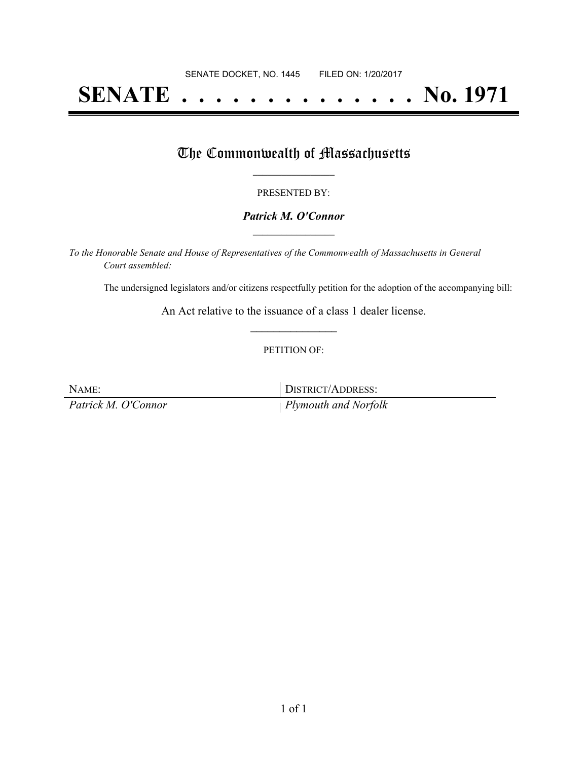SENATE DOCKET, NO. 1445        FILED ON: 1/20/2017

# SENATE . . . . . . . . . . . . . . No. 1971

## The Commonwealth of Massachusetts

PRESENTED BY:

***Patrick M. O'Connor***

*To the Honorable Senate and House of Representatives of the Commonwealth of Massachusetts in General Court assembled:*

The undersigned legislators and/or citizens respectfully petition for the adoption of the accompanying bill:

An Act relative to the issuance of a class 1 dealer license.

PETITION OF:

| NAME: | DISTRICT/ADDRESS: |
|---|---|
| *Patrick M. O'Connor* | *Plymouth and Norfolk* |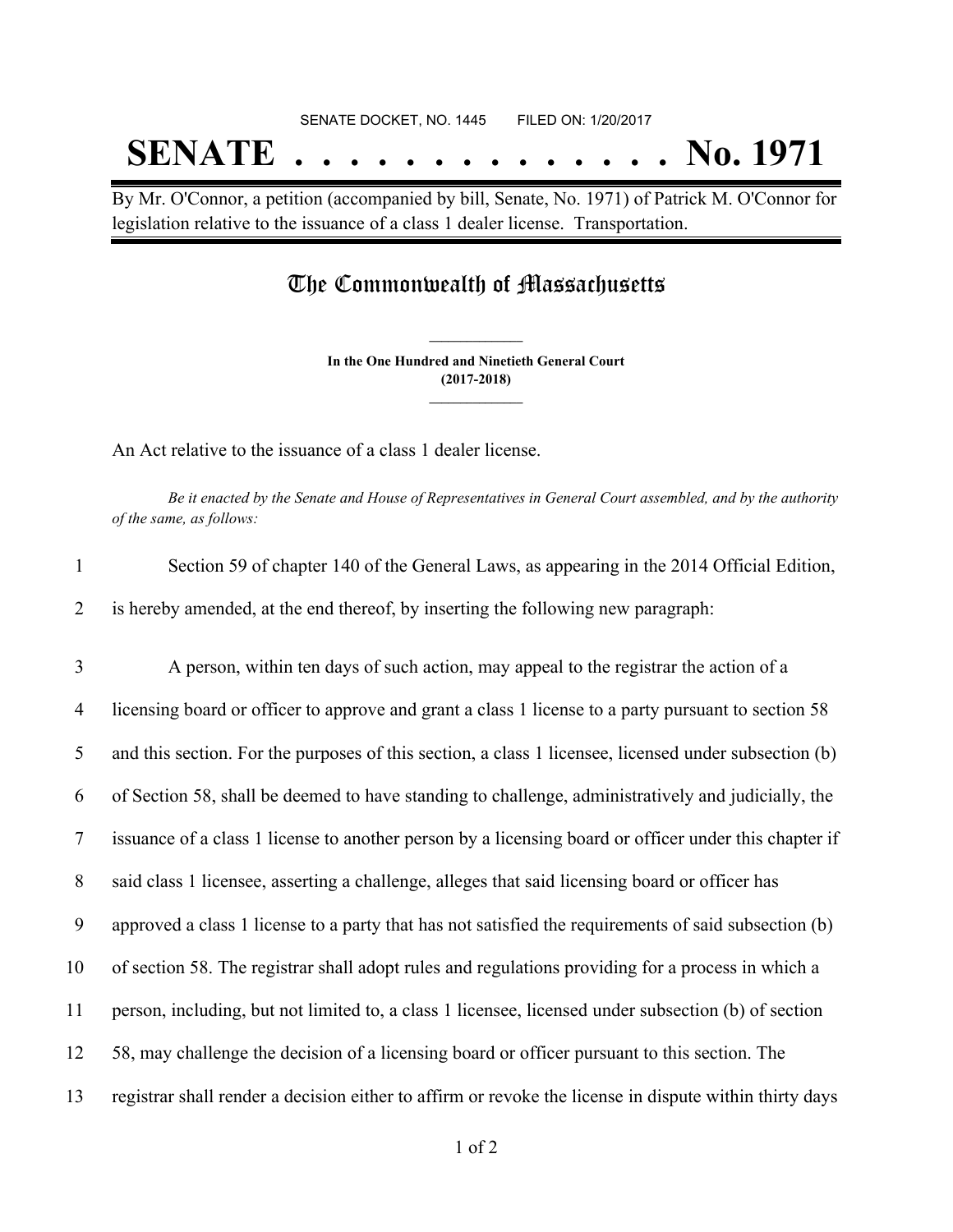SENATE DOCKET, NO. 1445 FILED ON: 1/20/2017

# SENATE . . . . . . . . . . . . . . No. 1971

By Mr. O'Connor, a petition (accompanied by bill, Senate, No. 1971) of Patrick M. O'Connor for legislation relative to the issuance of a class 1 dealer license. Transportation.

## The Commonwealth of Massachusetts

**In the One Hundred and Ninetieth General Court**
**(2017-2018)**

An Act relative to the issuance of a class 1 dealer license.

*Be it enacted by the Senate and House of Representatives in General Court assembled, and by the authority of the same, as follows:*

1 Section 59 of chapter 140 of the General Laws, as appearing in the 2014 Official Edition,
2 is hereby amended, at the end thereof, by inserting the following new paragraph:

3 A person, within ten days of such action, may appeal to the registrar the action of a
4 licensing board or officer to approve and grant a class 1 license to a party pursuant to section 58
5 and this section. For the purposes of this section, a class 1 licensee, licensed under subsection (b)
6 of Section 58, shall be deemed to have standing to challenge, administratively and judicially, the
7 issuance of a class 1 license to another person by a licensing board or officer under this chapter if
8 said class 1 licensee, asserting a challenge, alleges that said licensing board or officer has
9 approved a class 1 license to a party that has not satisfied the requirements of said subsection (b)
10 of section 58. The registrar shall adopt rules and regulations providing for a process in which a
11 person, including, but not limited to, a class 1 licensee, licensed under subsection (b) of section
12 58, may challenge the decision of a licensing board or officer pursuant to this section. The
13 registrar shall render a decision either to affirm or revoke the license in dispute within thirty days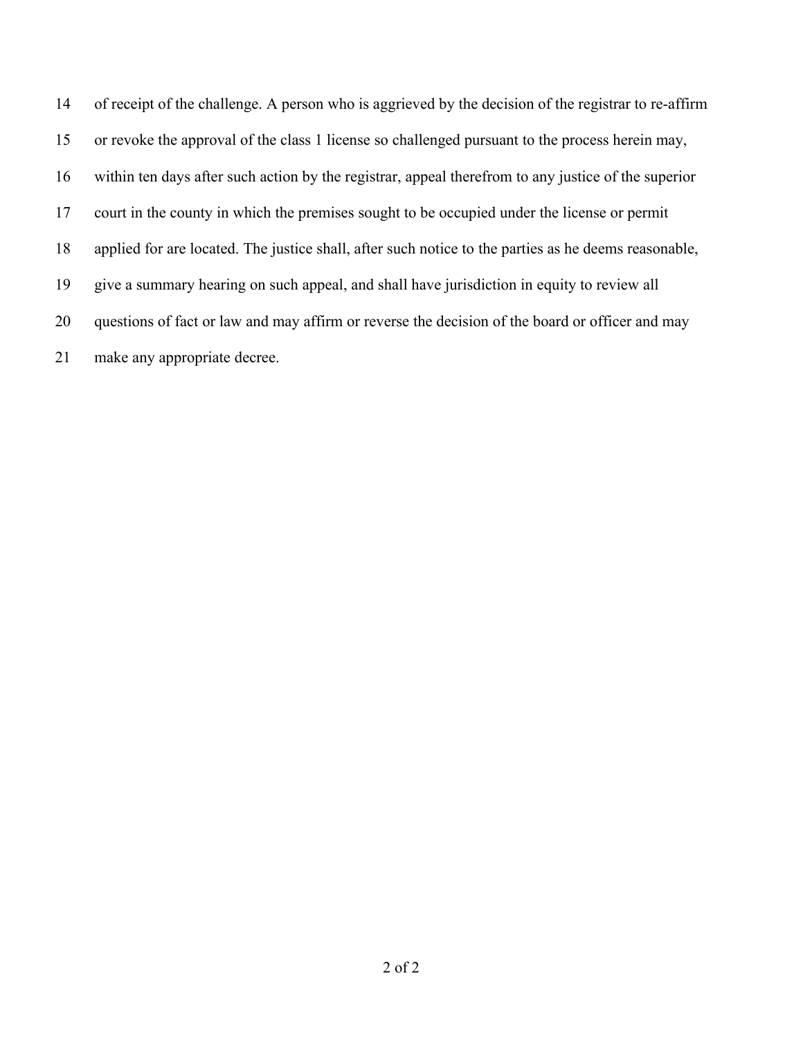of receipt of the challenge. A person who is aggrieved by the decision of the registrar to re-affirm or revoke the approval of the class 1 license so challenged pursuant to the process herein may, within ten days after such action by the registrar, appeal therefrom to any justice of the superior court in the county in which the premises sought to be occupied under the license or permit applied for are located. The justice shall, after such notice to the parties as he deems reasonable, give a summary hearing on such appeal, and shall have jurisdiction in equity to review all questions of fact or law and may affirm or reverse the decision of the board or officer and may make any appropriate decree.